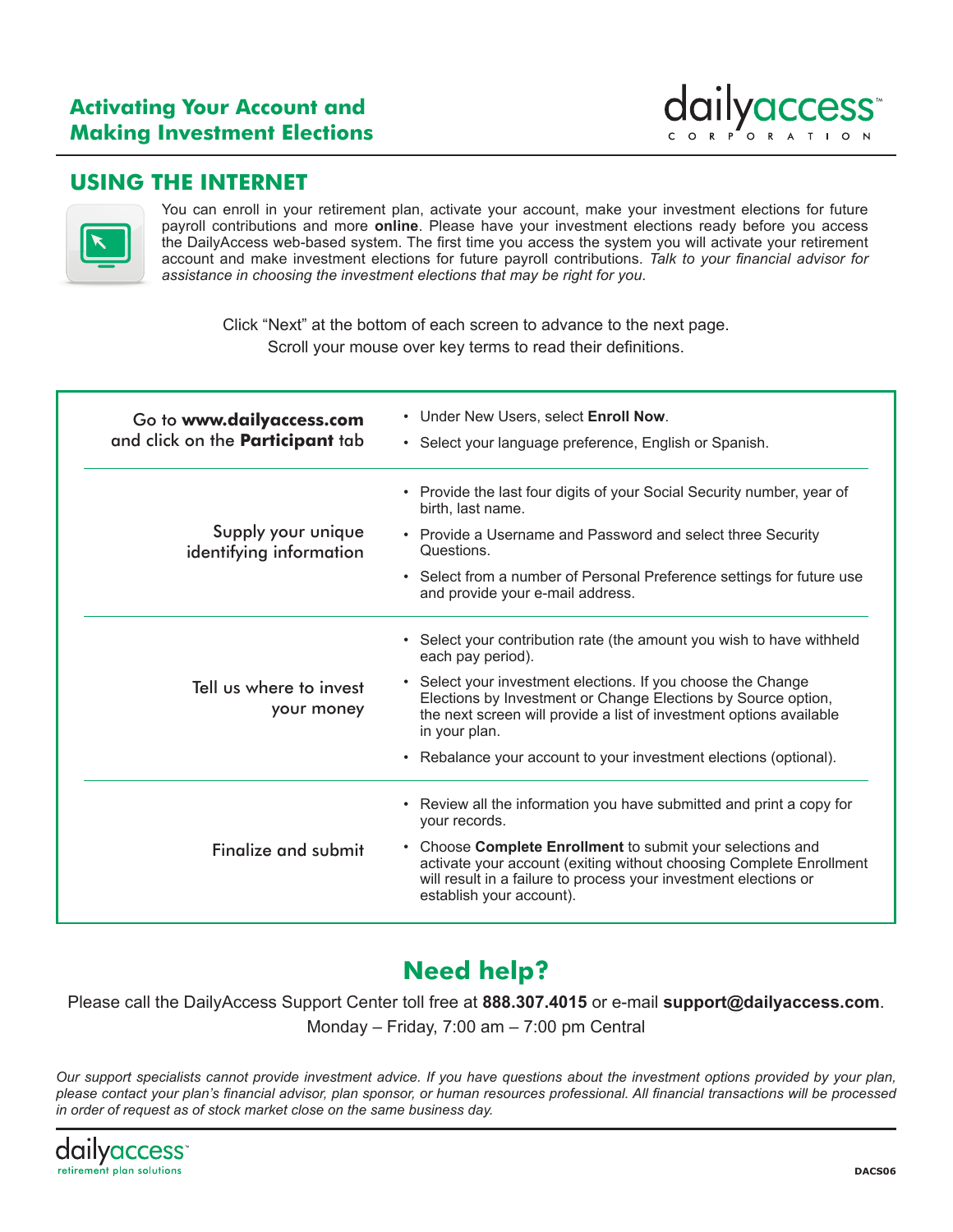# Activating Your Account and Making Investment Elections

dailyaccess™ CORPORATION

## USING THE INTERNET

You can enroll in your retirement plan, activate your account, make your investment elections for future payroll contributions and more **online**. Please have your investment elections ready before you access the DailyAccess web-based system. The first time you access the system you will activate your retirement account and make investment elections for future payroll contributions. *Talk to your financial advisor for assistance in choosing the investment elections that may be right for you.*

Click "Next" at the bottom of each screen to advance to the next page.
Scroll your mouse over key terms to read their definitions.

| Step | Details |
|---|---|
| Go to **www.dailyaccess.com** and click on the **Participant** tab | • Under New Users, select **Enroll Now**.<br>• Select your language preference, English or Spanish. |
| Supply your unique identifying information | • Provide the last four digits of your Social Security number, year of birth, last name.<br>• Provide a Username and Password and select three Security Questions.<br>• Select from a number of Personal Preference settings for future use and provide your e-mail address. |
| Tell us where to invest your money | • Select your contribution rate (the amount you wish to have withheld each pay period).<br>• Select your investment elections. If you choose the Change Elections by Investment or Change Elections by Source option, the next screen will provide a list of investment options available in your plan.<br>• Rebalance your account to your investment elections (optional). |
| Finalize and submit | • Review all the information you have submitted and print a copy for your records.<br>• Choose **Complete Enrollment** to submit your selections and activate your account (exiting without choosing Complete Enrollment will result in a failure to process your investment elections or establish your account). |

## Need help?

Please call the DailyAccess Support Center toll free at **888.307.4015** or e-mail **support@dailyaccess.com**.
Monday – Friday, 7:00 am – 7:00 pm Central

*Our support specialists cannot provide investment advice. If you have questions about the investment options provided by your plan, please contact your plan's financial advisor, plan sponsor, or human resources professional. All financial transactions will be processed in order of request as of stock market close on the same business day.*

dailyaccess™ retirement plan solutions

DACS06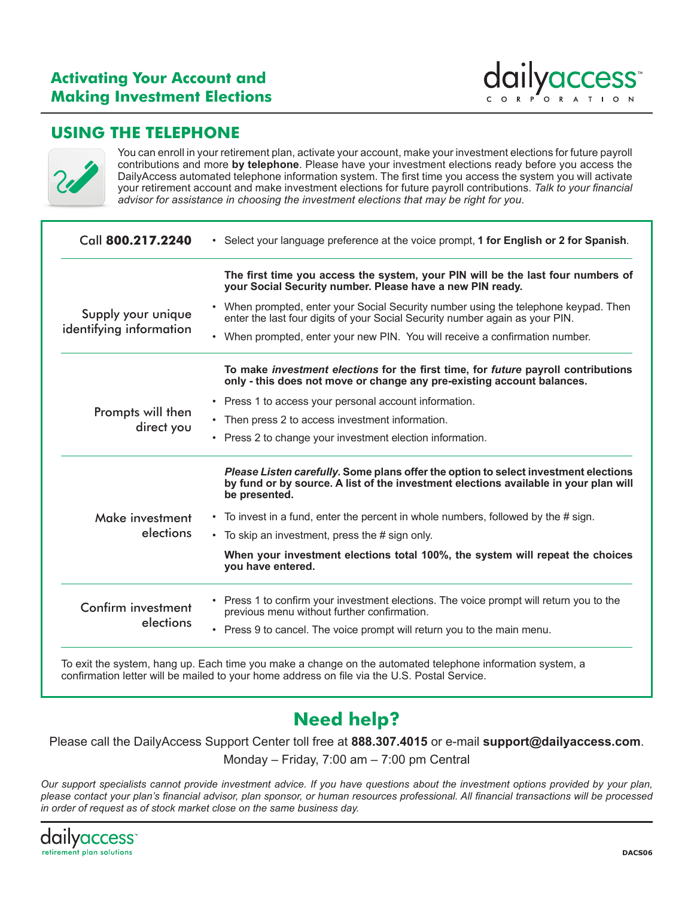# Activating Your Account and Making Investment Elections

dailyaccess CORPORATION

## USING THE TELEPHONE

You can enroll in your retirement plan, activate your account, make your investment elections for future payroll contributions and more **by telephone**. Please have your investment elections ready before you access the DailyAccess automated telephone information system. The first time you access the system you will activate your retirement account and make investment elections for future payroll contributions. *Talk to your financial advisor for assistance in choosing the investment elections that may be right for you.*

| | |
|---|---|
| Call **800.217.2240** | • Select your language preference at the voice prompt, **1 for English or 2 for Spanish**. |
| Supply your unique identifying information | **The first time you access the system, your PIN will be the last four numbers of your Social Security number. Please have a new PIN ready.**<br>• When prompted, enter your Social Security number using the telephone keypad. Then enter the last four digits of your Social Security number again as your PIN.<br>• When prompted, enter your new PIN. You will receive a confirmation number. |
| Prompts will then direct you | **To make *investment elections* for the first time, for *future* payroll contributions only - this does not move or change any pre-existing account balances.**<br>• Press 1 to access your personal account information.<br>• Then press 2 to access investment information.<br>• Press 2 to change your investment election information. |
| Make investment elections | ***Please Listen carefully*. Some plans offer the option to select investment elections by fund or by source. A list of the investment elections available in your plan will be presented.**<br>• To invest in a fund, enter the percent in whole numbers, followed by the # sign.<br>• To skip an investment, press the # sign only.<br>**When your investment elections total 100%, the system will repeat the choices you have entered.** |
| Confirm investment elections | • Press 1 to confirm your investment elections. The voice prompt will return you to the previous menu without further confirmation.<br>• Press 9 to cancel. The voice prompt will return you to the main menu. |

To exit the system, hang up. Each time you make a change on the automated telephone information system, a confirmation letter will be mailed to your home address on file via the U.S. Postal Service.

## Need help?

Please call the DailyAccess Support Center toll free at **888.307.4015** or e-mail **support@dailyaccess.com**.

Monday – Friday, 7:00 am – 7:00 pm Central

*Our support specialists cannot provide investment advice. If you have questions about the investment options provided by your plan, please contact your plan's financial advisor, plan sponsor, or human resources professional. All financial transactions will be processed in order of request as of stock market close on the same business day.*

dailyaccess retirement plan solutions

DACS06